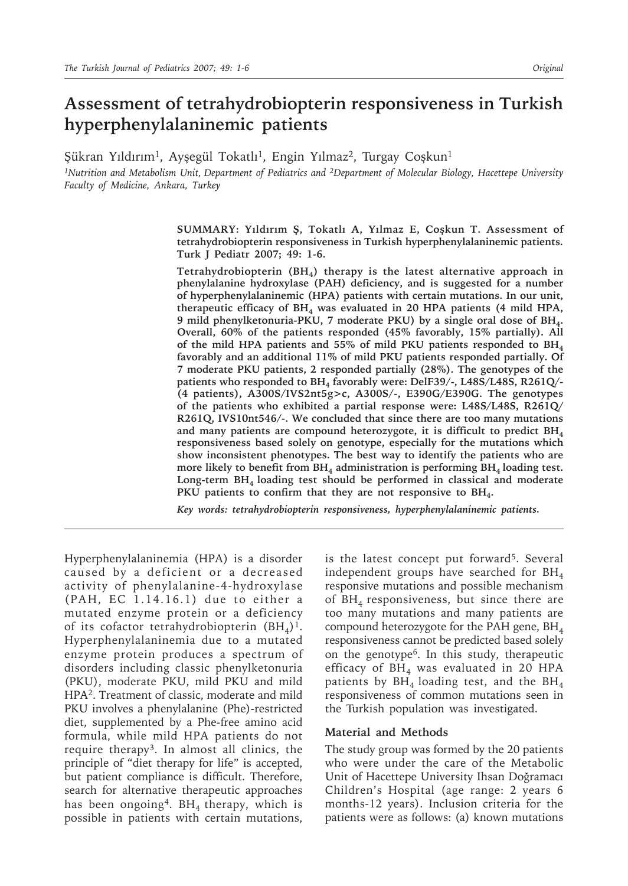# Assessment of tetrahydrobiopterin responsiveness in Turkish hyperphenylalaninemic patients

Şükran Yıldırım[1], Ayşegül Tokatlı[1], Engin Yılmaz[2], Turgay Coşkun[1]

*[1]Nutrition and Metabolism Unit, Department of Pediatrics and [2]Department of Molecular Biology, Hacettepe University Faculty of Medicine, Ankara, Turkey*

**SUMMARY: Yıldırım Ş, Tokatlı A, Yılmaz E, Coşkun T. Assessment of tetrahydrobiopterin responsiveness in Turkish hyperphenylalaninemic patients. Turk J Pediatr 2007; 49: 1-6.**

**Tetrahydrobiopterin ($BH_4$) therapy is the latest alternative approach in phenylalanine hydroxylase (PAH) deficiency, and is suggested for a number of hyperphenylalaninemic (HPA) patients with certain mutations. In our unit, therapeutic efficacy of $BH_4$ was evaluated in 20 HPA patients (4 mild HPA, 9 mild phenylketonuria-PKU, 7 moderate PKU) by a single oral dose of $BH_4$. Overall, 60% of the patients responded (45% favorably, 15% partially). All of the mild HPA patients and 55% of mild PKU patients responded to $BH_4$ favorably and an additional 11% of mild PKU patients responded partially. Of 7 moderate PKU patients, 2 responded partially (28%). The genotypes of the patients who responded to $BH_4$ favorably were: DelF39/-, L48S/L48S, R261Q/- (4 patients), A300S/IVS2nt5g>c, A300S/-, E390G/E390G. The genotypes of the patients who exhibited a partial response were: L48S/L48S, R261Q/R261Q, IVS10nt546/-. We concluded that since there are too many mutations and many patients are compound heterozygote, it is difficult to predict $BH_4$ responsiveness based solely on genotype, especially for the mutations which show inconsistent phenotypes. The best way to identify the patients who are more likely to benefit from $BH_4$ administration is performing $BH_4$ loading test. Long-term $BH_4$ loading test should be performed in classical and moderate PKU patients to confirm that they are not responsive to $BH_4$.**

*Key words: tetrahydrobiopterin responsiveness, hyperphenylalaninemic patients.*

Hyperphenylalaninemia (HPA) is a disorder caused by a deficient or a decreased activity of phenylalanine-4-hydroxylase (PAH, EC 1.14.16.1) due to either a mutated enzyme protein or a deficiency of its cofactor tetrahydrobiopterin ($BH_4$)[1]. Hyperphenylalaninemia due to a mutated enzyme protein produces a spectrum of disorders including classic phenylketonuria (PKU), moderate PKU, mild PKU and mild HPA[2]. Treatment of classic, moderate and mild PKU involves a phenylalanine (Phe)-restricted diet, supplemented by a Phe-free amino acid formula, while mild HPA patients do not require therapy[3]. In almost all clinics, the principle of "diet therapy for life" is accepted, but patient compliance is difficult. Therefore, search for alternative therapeutic approaches has been ongoing[4]. $BH_4$ therapy, which is possible in patients with certain mutations, is the latest concept put forward[5]. Several independent groups have searched for $BH_4$ responsive mutations and possible mechanism of $BH_4$ responsiveness, but since there are too many mutations and many patients are compound heterozygote for the PAH gene, $BH_4$ responsiveness cannot be predicted based solely on the genotype[6]. In this study, therapeutic efficacy of $BH_4$ was evaluated in 20 HPA patients by $BH_4$ loading test, and the $BH_4$ responsiveness of common mutations seen in the Turkish population was investigated.

## Material and Methods

The study group was formed by the 20 patients who were under the care of the Metabolic Unit of Hacettepe University Ihsan Doğramacı Children's Hospital (age range: 2 years 6 months-12 years). Inclusion criteria for the patients were as follows: (a) known mutations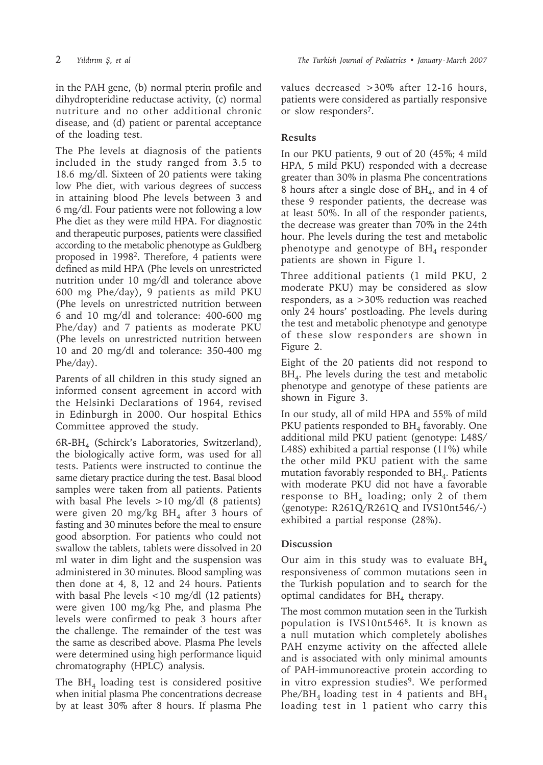in the PAH gene, (b) normal pterin profile and dihydropteridine reductase activity, (c) normal nutriture and no other additional chronic disease, and (d) patient or parental acceptance of the loading test.

The Phe levels at diagnosis of the patients included in the study ranged from 3.5 to 18.6 mg/dl. Sixteen of 20 patients were taking low Phe diet, with various degrees of success in attaining blood Phe levels between 3 and 6 mg/dl. Four patients were not following a low Phe diet as they were mild HPA. For diagnostic and therapeutic purposes, patients were classified according to the metabolic phenotype as Guldberg proposed in 1998[2]. Therefore, 4 patients were defined as mild HPA (Phe levels on unrestricted nutrition under 10 mg/dl and tolerance above 600 mg Phe/day), 9 patients as mild PKU (Phe levels on unrestricted nutrition between 6 and 10 mg/dl and tolerance: 400-600 mg Phe/day) and 7 patients as moderate PKU (Phe levels on unrestricted nutrition between 10 and 20 mg/dl and tolerance: 350-400 mg Phe/day).

Parents of all children in this study signed an informed consent agreement in accord with the Helsinki Declarations of 1964, revised in Edinburgh in 2000. Our hospital Ethics Committee approved the study.

6R-$BH_4$ (Schirck's Laboratories, Switzerland), the biologically active form, was used for all tests. Patients were instructed to continue the same dietary practice during the test. Basal blood samples were taken from all patients. Patients with basal Phe levels >10 mg/dl (8 patients) were given 20 mg/kg $BH_4$ after 3 hours of fasting and 30 minutes before the meal to ensure good absorption. For patients who could not swallow the tablets, tablets were dissolved in 20 ml water in dim light and the suspension was administered in 30 minutes. Blood sampling was then done at 4, 8, 12 and 24 hours. Patients with basal Phe levels <10 mg/dl (12 patients) were given 100 mg/kg Phe, and plasma Phe levels were confirmed to peak 3 hours after the challenge. The remainder of the test was the same as described above. Plasma Phe levels were determined using high performance liquid chromatography (HPLC) analysis.

The $BH_4$ loading test is considered positive when initial plasma Phe concentrations decrease by at least 30% after 8 hours. If plasma Phe values decreased >30% after 12-16 hours, patients were considered as partially responsive or slow responders[7].

## Results

In our PKU patients, 9 out of 20 (45%; 4 mild HPA, 5 mild PKU) responded with a decrease greater than 30% in plasma Phe concentrations 8 hours after a single dose of $BH_4$, and in 4 of these 9 responder patients, the decrease was at least 50%. In all of the responder patients, the decrease was greater than 70% in the 24th hour. Phe levels during the test and metabolic phenotype and genotype of $BH_4$ responder patients are shown in Figure 1.

Three additional patients (1 mild PKU, 2 moderate PKU) may be considered as slow responders, as a >30% reduction was reached only 24 hours' postloading. Phe levels during the test and metabolic phenotype and genotype of these slow responders are shown in Figure 2.

Eight of the 20 patients did not respond to $BH_4$. Phe levels during the test and metabolic phenotype and genotype of these patients are shown in Figure 3.

In our study, all of mild HPA and 55% of mild PKU patients responded to $BH_4$ favorably. One additional mild PKU patient (genotype: L48S/L48S) exhibited a partial response (11%) while the other mild PKU patient with the same mutation favorably responded to $BH_4$. Patients with moderate PKU did not have a favorable response to $BH_4$ loading; only 2 of them (genotype: R261Q/R261Q and IVS10nt546/-) exhibited a partial response (28%).

## Discussion

Our aim in this study was to evaluate $BH_4$ responsiveness of common mutations seen in the Turkish population and to search for the optimal candidates for $BH_4$ therapy.

The most common mutation seen in the Turkish population is IVS10nt546[8]. It is known as a null mutation which completely abolishes PAH enzyme activity on the affected allele and is associated with only minimal amounts of PAH-immunoreactive protein according to in vitro expression studies[9]. We performed Phe/$BH_4$ loading test in 4 patients and $BH_4$ loading test in 1 patient who carry this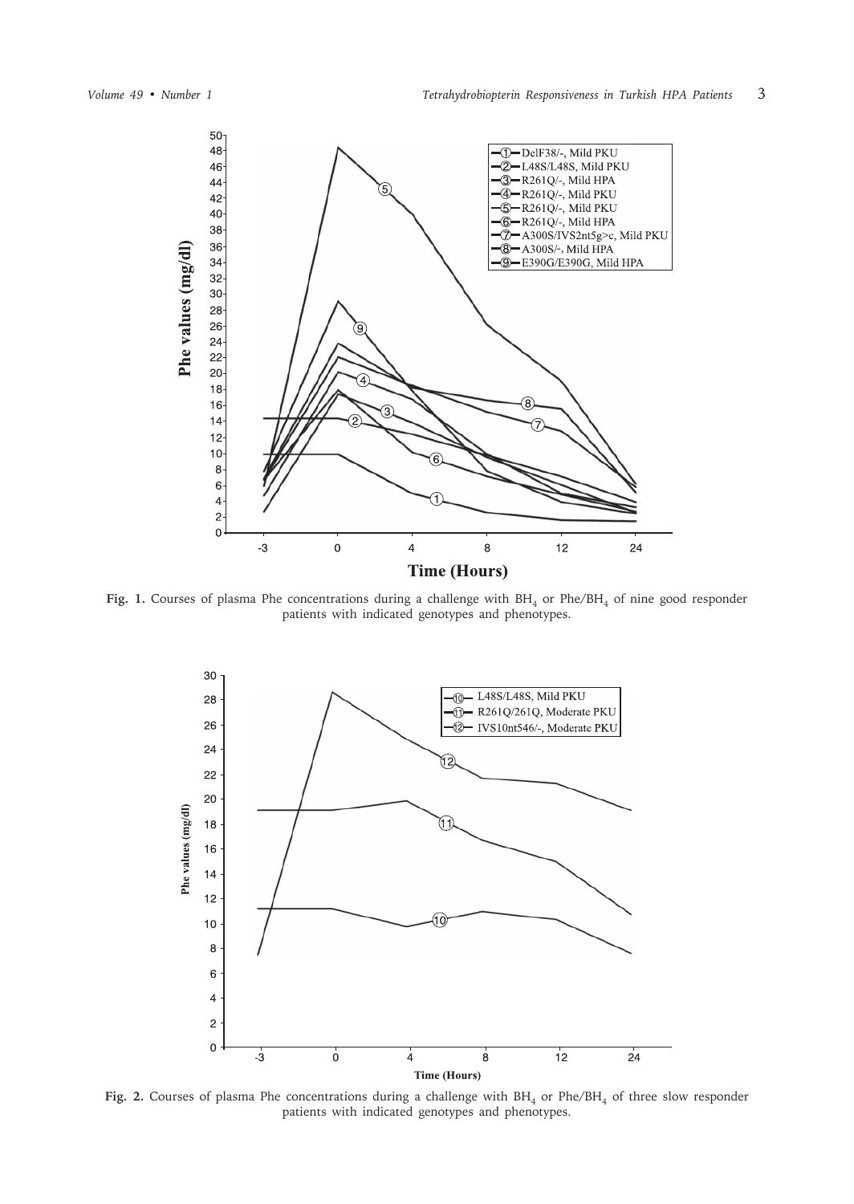**Fig. 1.** Courses of plasma Phe concentrations during a challenge with $BH_4$ or Phe/$BH_4$ of nine good responder patients with indicated genotypes and phenotypes.

**Fig. 2.** Courses of plasma Phe concentrations during a challenge with $BH_4$ or Phe/$BH_4$ of three slow responder patients with indicated genotypes and phenotypes.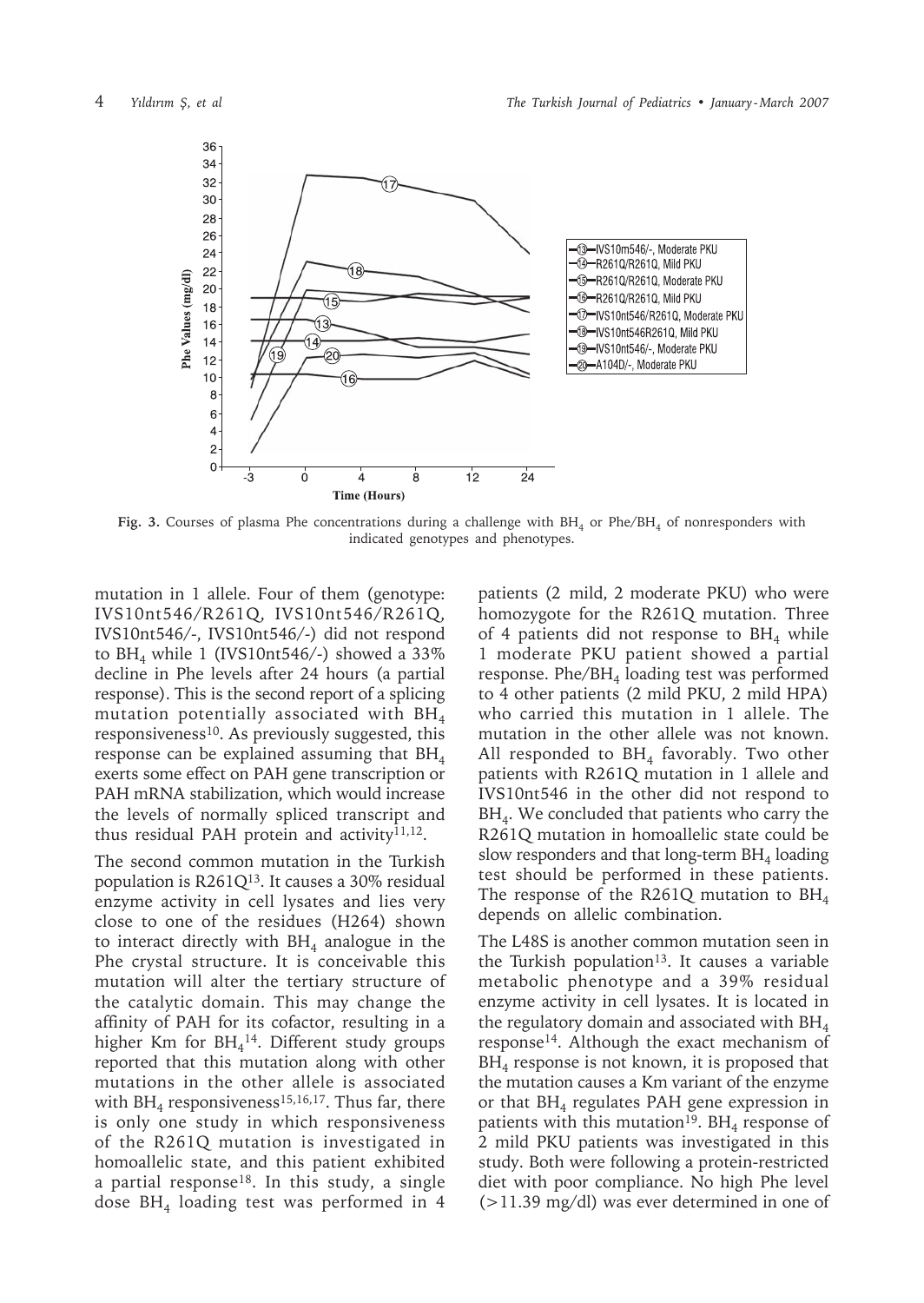Fig. 3. Courses of plasma Phe concentrations during a challenge with $BH_4$ or Phe/$BH_4$ of nonresponders with indicated genotypes and phenotypes.

mutation in 1 allele. Four of them (genotype: IVS10nt546/R261Q, IVS10nt546/R261Q, IVS10nt546/-, IVS10nt546/-) did not respond to $BH_4$ while 1 (IVS10nt546/-) showed a 33% decline in Phe levels after 24 hours (a partial response). This is the second report of a splicing mutation potentially associated with $BH_4$ responsiveness[10]. As previously suggested, this response can be explained assuming that $BH_4$ exerts some effect on PAH gene transcription or PAH mRNA stabilization, which would increase the levels of normally spliced transcript and thus residual PAH protein and activity[11,12].

The second common mutation in the Turkish population is R261Q[13]. It causes a 30% residual enzyme activity in cell lysates and lies very close to one of the residues (H264) shown to interact directly with $BH_4$ analogue in the Phe crystal structure. It is conceivable this mutation will alter the tertiary structure of the catalytic domain. This may change the affinity of PAH for its cofactor, resulting in a higher Km for $BH_4$[14]. Different study groups reported that this mutation along with other mutations in the other allele is associated with $BH_4$ responsiveness[15,16,17]. Thus far, there is only one study in which responsiveness of the R261Q mutation is investigated in homoallelic state, and this patient exhibited a partial response[18]. In this study, a single dose $BH_4$ loading test was performed in 4 patients (2 mild, 2 moderate PKU) who were homozygote for the R261Q mutation. Three of 4 patients did not response to $BH_4$ while 1 moderate PKU patient showed a partial response. Phe/$BH_4$ loading test was performed to 4 other patients (2 mild PKU, 2 mild HPA) who carried this mutation in 1 allele. The mutation in the other allele was not known. All responded to $BH_4$ favorably. Two other patients with R261Q mutation in 1 allele and IVS10nt546 in the other did not respond to $BH_4$. We concluded that patients who carry the R261Q mutation in homoallelic state could be slow responders and that long-term $BH_4$ loading test should be performed in these patients. The response of the R261Q mutation to $BH_4$ depends on allelic combination.

The L48S is another common mutation seen in the Turkish population[13]. It causes a variable metabolic phenotype and a 39% residual enzyme activity in cell lysates. It is located in the regulatory domain and associated with $BH_4$ response[14]. Although the exact mechanism of $BH_4$ response is not known, it is proposed that the mutation causes a Km variant of the enzyme or that $BH_4$ regulates PAH gene expression in patients with this mutation[19]. $BH_4$ response of 2 mild PKU patients was investigated in this study. Both were following a protein-restricted diet with poor compliance. No high Phe level (>11.39 mg/dl) was ever determined in one of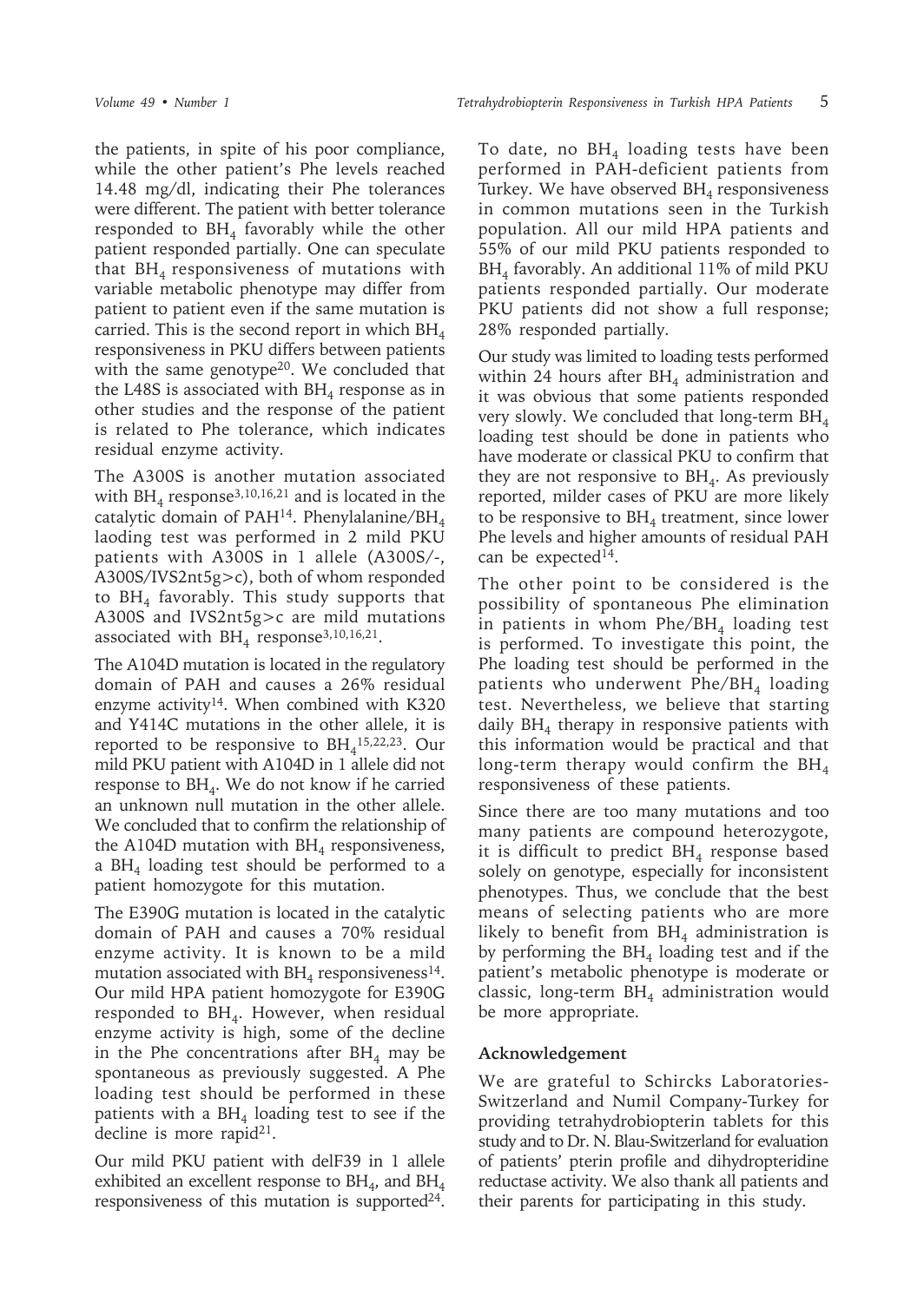the patients, in spite of his poor compliance, while the other patient's Phe levels reached 14.48 mg/dl, indicating their Phe tolerances were different. The patient with better tolerance responded to $BH_4$ favorably while the other patient responded partially. One can speculate that $BH_4$ responsiveness of mutations with variable metabolic phenotype may differ from patient to patient even if the same mutation is carried. This is the second report in which $BH_4$ responsiveness in PKU differs between patients with the same genotype[20]. We concluded that the L48S is associated with $BH_4$ response as in other studies and the response of the patient is related to Phe tolerance, which indicates residual enzyme activity.

The A300S is another mutation associated with $BH_4$ response[3,10,16,21] and is located in the catalytic domain of PAH[14]. Phenylalanine/$BH_4$ laoding test was performed in 2 mild PKU patients with A300S in 1 allele (A300S/-, A300S/IVS2nt5g>c), both of whom responded to $BH_4$ favorably. This study supports that A300S and IVS2nt5g>c are mild mutations associated with $BH_4$ response[3,10,16,21].

The A104D mutation is located in the regulatory domain of PAH and causes a 26% residual enzyme activity[14]. When combined with K320 and Y414C mutations in the other allele, it is reported to be responsive to $BH_4$[15,22,23]. Our mild PKU patient with A104D in 1 allele did not response to $BH_4$. We do not know if he carried an unknown null mutation in the other allele. We concluded that to confirm the relationship of the A104D mutation with $BH_4$ responsiveness, a $BH_4$ loading test should be performed to a patient homozygote for this mutation.

The E390G mutation is located in the catalytic domain of PAH and causes a 70% residual enzyme activity. It is known to be a mild mutation associated with $BH_4$ responsiveness[14]. Our mild HPA patient homozygote for E390G responded to $BH_4$. However, when residual enzyme activity is high, some of the decline in the Phe concentrations after $BH_4$ may be spontaneous as previously suggested. A Phe loading test should be performed in these patients with a $BH_4$ loading test to see if the decline is more rapid[21].

Our mild PKU patient with delF39 in 1 allele exhibited an excellent response to $BH_4$, and $BH_4$ responsiveness of this mutation is supported[24].

To date, no $BH_4$ loading tests have been performed in PAH-deficient patients from Turkey. We have observed $BH_4$ responsiveness in common mutations seen in the Turkish population. All our mild HPA patients and 55% of our mild PKU patients responded to $BH_4$ favorably. An additional 11% of mild PKU patients responded partially. Our moderate PKU patients did not show a full response; 28% responded partially.

Our study was limited to loading tests performed within 24 hours after $BH_4$ administration and it was obvious that some patients responded very slowly. We concluded that long-term $BH_4$ loading test should be done in patients who have moderate or classical PKU to confirm that they are not responsive to $BH_4$. As previously reported, milder cases of PKU are more likely to be responsive to $BH_4$ treatment, since lower Phe levels and higher amounts of residual PAH can be expected[14].

The other point to be considered is the possibility of spontaneous Phe elimination in patients in whom Phe/$BH_4$ loading test is performed. To investigate this point, the Phe loading test should be performed in the patients who underwent Phe/$BH_4$ loading test. Nevertheless, we believe that starting daily $BH_4$ therapy in responsive patients with this information would be practical and that long-term therapy would confirm the $BH_4$ responsiveness of these patients.

Since there are too many mutations and too many patients are compound heterozygote, it is difficult to predict $BH_4$ response based solely on genotype, especially for inconsistent phenotypes. Thus, we conclude that the best means of selecting patients who are more likely to benefit from $BH_4$ administration is by performing the $BH_4$ loading test and if the patient's metabolic phenotype is moderate or classic, long-term $BH_4$ administration would be more appropriate.

## Acknowledgement

We are grateful to Schircks Laboratories-Switzerland and Numil Company-Turkey for providing tetrahydrobiopterin tablets for this study and to Dr. N. Blau-Switzerland for evaluation of patients' pterin profile and dihydropteridine reductase activity. We also thank all patients and their parents for participating in this study.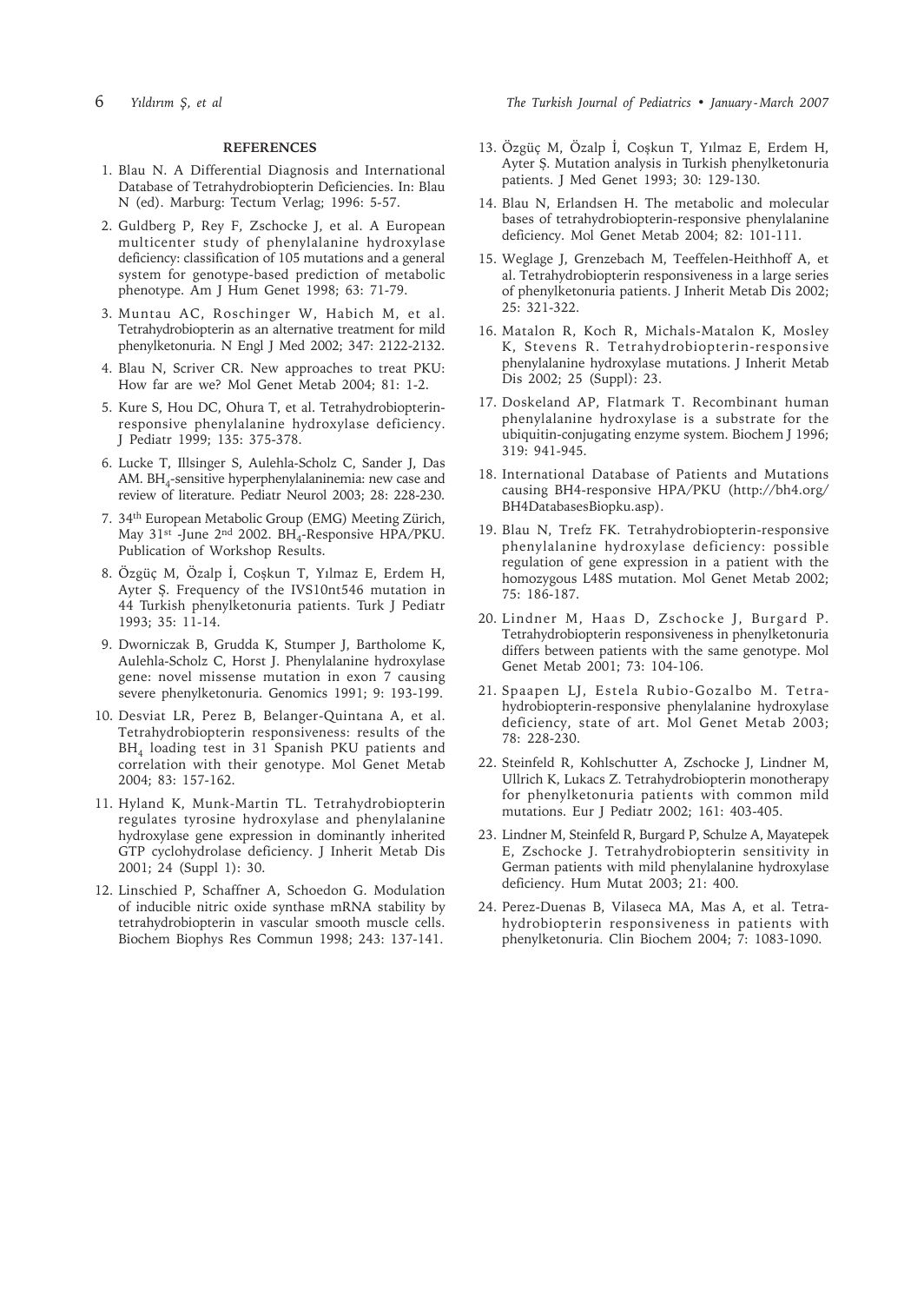## REFERENCES

1. Blau N. A Differential Diagnosis and International Database of Tetrahydrobiopterin Deficiencies. In: Blau N (ed). Marburg: Tectum Verlag; 1996: 5-57.
2. Guldberg P, Rey F, Zschocke J, et al. A European multicenter study of phenylalanine hydroxylase deficiency: classification of 105 mutations and a general system for genotype-based prediction of metabolic phenotype. Am J Hum Genet 1998; 63: 71-79.
3. Muntau AC, Roschinger W, Habich M, et al. Tetrahydrobiopterin as an alternative treatment for mild phenylketonuria. N Engl J Med 2002; 347: 2122-2132.
4. Blau N, Scriver CR. New approaches to treat PKU: How far are we? Mol Genet Metab 2004; 81: 1-2.
5. Kure S, Hou DC, Ohura T, et al. Tetrahydrobiopterin-responsive phenylalanine hydroxylase deficiency. J Pediatr 1999; 135: 375-378.
6. Lucke T, Illsinger S, Aulehla-Scholz C, Sander J, Das AM. $BH_4$-sensitive hyperphenylalaninemia: new case and review of literature. Pediatr Neurol 2003; 28: 228-230.
7. 34th European Metabolic Group (EMG) Meeting Zürich, May 31st -June 2nd 2002. $BH_4$-Responsive HPA/PKU. Publication of Workshop Results.
8. Özgüç M, Özalp İ, Coşkun T, Yılmaz E, Erdem H, Ayter Ş. Frequency of the IVS10nt546 mutation in 44 Turkish phenylketonuria patients. Turk J Pediatr 1993; 35: 11-14.
9. Dworniczak B, Grudda K, Stumper J, Bartholome K, Aulehla-Scholz C, Horst J. Phenylalanine hydroxylase gene: novel missense mutation in exon 7 causing severe phenylketonuria. Genomics 1991; 9: 193-199.
10. Desviat LR, Perez B, Belanger-Quintana A, et al. Tetrahydrobiopterin responsiveness: results of the $BH_4$ loading test in 31 Spanish PKU patients and correlation with their genotype. Mol Genet Metab 2004; 83: 157-162.
11. Hyland K, Munk-Martin TL. Tetrahydrobiopterin regulates tyrosine hydroxylase and phenylalanine hydroxylase gene expression in dominantly inherited GTP cyclohydrolase deficiency. J Inherit Metab Dis 2001; 24 (Suppl 1): 30.
12. Linschied P, Schaffner A, Schoedon G. Modulation of inducible nitric oxide synthase mRNA stability by tetrahydrobiopterin in vascular smooth muscle cells. Biochem Biophys Res Commun 1998; 243: 137-141.
13. Özgüç M, Özalp İ, Coşkun T, Yılmaz E, Erdem H, Ayter Ş. Mutation analysis in Turkish phenylketonuria patients. J Med Genet 1993; 30: 129-130.
14. Blau N, Erlandsen H. The metabolic and molecular bases of tetrahydrobiopterin-responsive phenylalanine deficiency. Mol Genet Metab 2004; 82: 101-111.
15. Weglage J, Grenzebach M, Teeffelen-Heithhoff A, et al. Tetrahydrobiopterin responsiveness in a large series of phenylketonuria patients. J Inherit Metab Dis 2002; 25: 321-322.
16. Matalon R, Koch R, Michals-Matalon K, Mosley K, Stevens R. Tetrahydrobiopterin-responsive phenylalanine hydroxylase mutations. J Inherit Metab Dis 2002; 25 (Suppl): 23.
17. Doskeland AP, Flatmark T. Recombinant human phenylalanine hydroxylase is a substrate for the ubiquitin-conjugating enzyme system. Biochem J 1996; 319: 941-945.
18. International Database of Patients and Mutations causing BH4-responsive HPA/PKU (http://bh4.org/BH4DatabasesBiopku.asp).
19. Blau N, Trefz FK. Tetrahydrobiopterin-responsive phenylalanine hydroxylase deficiency: possible regulation of gene expression in a patient with the homozygous L48S mutation. Mol Genet Metab 2002; 75: 186-187.
20. Lindner M, Haas D, Zschocke J, Burgard P. Tetrahydrobiopterin responsiveness in phenylketonuria differs between patients with the same genotype. Mol Genet Metab 2001; 73: 104-106.
21. Spaapen LJ, Estela Rubio-Gozalbo M. Tetrahydrobiopterin-responsive phenylalanine hydroxylase deficiency, state of art. Mol Genet Metab 2003; 78: 228-230.
22. Steinfeld R, Kohlschutter A, Zschocke J, Lindner M, Ullrich K, Lukacs Z. Tetrahydrobiopterin monotherapy for phenylketonuria patients with common mild mutations. Eur J Pediatr 2002; 161: 403-405.
23. Lindner M, Steinfeld R, Burgard P, Schulze A, Mayatepek E, Zschocke J. Tetrahydrobiopterin sensitivity in German patients with mild phenylalanine hydroxylase deficiency. Hum Mutat 2003; 21: 400.
24. Perez-Duenas B, Vilaseca MA, Mas A, et al. Tetrahydrobiopterin responsiveness in patients with phenylketonuria. Clin Biochem 2004; 7: 1083-1090.